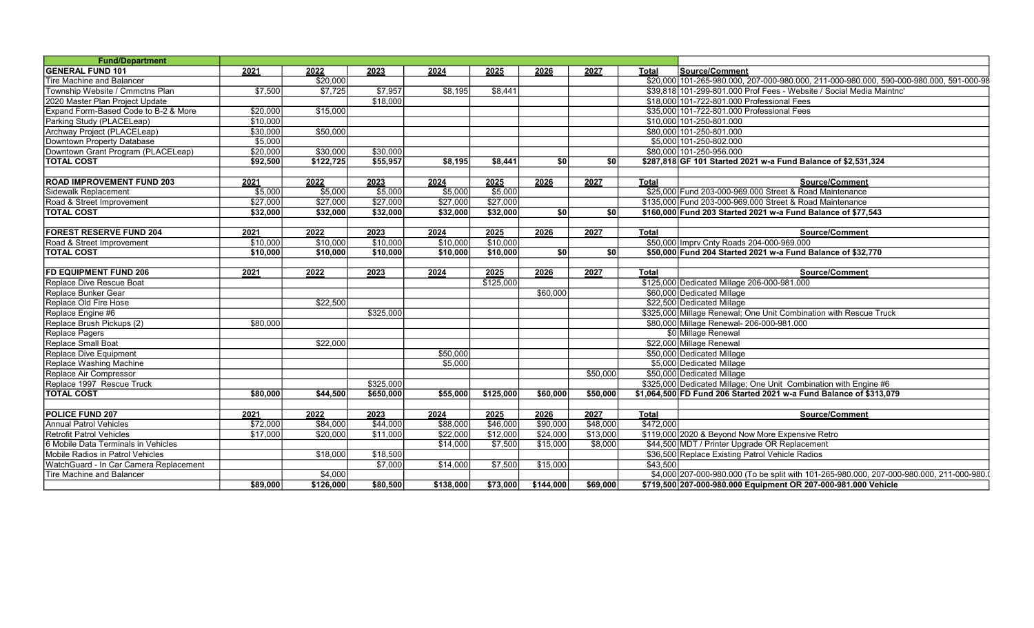| Fund/Department | | | | | | | | | |
|---|---|---|---|---|---|---|---|---|---|
| **GENERAL FUND 101** | **2021** | **2022** | **2023** | **2024** | **2025** | **2026** | **2027** | **Total** | **Source/Comment** |
| Tire Machine and Balancer | | $20,000 | | | | | | $20,000 | 101-265-980.000, 207-000-980.000, 211-000-980.000, 590-000-980.000, 591-000-98 |
| Township Website / Cmmctns Plan | $7,500 | $7,725 | $7,957 | $8,195 | $8,441 | | | $39,818 | 101-299-801.000 Prof Fees - Website / Social Media Maintnc' |
| 2020 Master Plan Project Update | | | $18,000 | | | | | $18,000 | 101-722-801.000 Professional Fees |
| Expand Form-Based Code to B-2 & More | $20,000 | $15,000 | | | | | | $35,000 | 101-722-801.000 Professional Fees |
| Parking Study (PLACELeap) | $10,000 | | | | | | | $10,000 | 101-250-801.000 |
| Archway Project (PLACELeap) | $30,000 | $50,000 | | | | | | $80,000 | 101-250-801.000 |
| Downtown Property Database | $5,000 | | | | | | | $5,000 | 101-250-802.000 |
| Downtown Grant Program (PLACELeap) | $20,000 | $30,000 | $30,000 | | | | | $80,000 | 101-250-956.000 |
| **TOTAL COST** | **$92,500** | **$122,725** | **$55,957** | **$8,195** | **$8,441** | **$0** | **$0** | **$287,818** | **GF 101 Started 2021 w-a Fund Balance of $2,531,324** |
| | | | | | | | | | |
| **ROAD IMPROVEMENT FUND 203** | **2021** | **2022** | **2023** | **2024** | **2025** | **2026** | **2027** | **Total** | **Source/Comment** |
| Sidewalk Replacement | $5,000 | $5,000 | $5,000 | $5,000 | $5,000 | | | $25,000 | Fund 203-000-969.000 Street & Road Maintenance |
| Road & Street Improvement | $27,000 | $27,000 | $27,000 | $27,000 | $27,000 | | | $135,000 | Fund 203-000-969.000 Street & Road Maintenance |
| **TOTAL COST** | **$32,000** | **$32,000** | **$32,000** | **$32,000** | **$32,000** | **$0** | **$0** | **$160,000** | **Fund 203 Started 2021 w-a Fund Balance of $77,543** |
| | | | | | | | | | |
| **FOREST RESERVE FUND 204** | **2021** | **2022** | **2023** | **2024** | **2025** | **2026** | **2027** | **Total** | **Source/Comment** |
| Road & Street Improvement | $10,000 | $10,000 | $10,000 | $10,000 | $10,000 | | | $50,000 | Imprv Cnty Roads 204-000-969.000 |
| **TOTAL COST** | **$10,000** | **$10,000** | **$10,000** | **$10,000** | **$10,000** | **$0** | **$0** | **$50,000** | **Fund 204 Started 2021 w-a Fund Balance of $32,770** |
| | | | | | | | | | |
| **FD EQUIPMENT FUND 206** | **2021** | **2022** | **2023** | **2024** | **2025** | **2026** | **2027** | **Total** | **Source/Comment** |
| Replace Dive Rescue Boat | | | | | $125,000 | | | $125,000 | Dedicated Millage 206-000-981.000 |
| Replace Bunker Gear | | | | | | $60,000 | | $60,000 | Dedicated Millage |
| Replace Old Fire Hose | | $22,500 | | | | | | $22,500 | Dedicated Millage |
| Replace Engine #6 | | | $325,000 | | | | | $325,000 | Millage Renewal; One Unit Combination with Rescue Truck |
| Replace Brush Pickups (2) | $80,000 | | | | | | | $80,000 | Millage Renewal- 206-000-981.000 |
| Replace Pagers | | | | | | | | $0 | Millage Renewal |
| Replace Small Boat | | $22,000 | | | | | | $22,000 | Millage Renewal |
| Replace Dive Equipment | | | | $50,000 | | | | $50,000 | Dedicated Millage |
| Replace Washing Machine | | | | $5,000 | | | | $5,000 | Dedicated Millage |
| Replace Air Compressor | | | | | | | $50,000 | $50,000 | Dedicated Millage |
| Replace 1997 Rescue Truck | | | $325,000 | | | | | $325,000 | Dedicated Millage; One Unit Combination with Engine #6 |
| **TOTAL COST** | **$80,000** | **$44,500** | **$650,000** | **$55,000** | **$125,000** | **$60,000** | **$50,000** | **$1,064,500** | **FD Fund 206 Started 2021 w-a Fund Balance of $313,079** |
| | | | | | | | | | |
| **POLICE FUND 207** | **2021** | **2022** | **2023** | **2024** | **2025** | **2026** | **2027** | **Total** | **Source/Comment** |
| Annual Patrol Vehicles | $72,000 | $84,000 | $44,000 | $88,000 | $46,000 | $90,000 | $48,000 | $472,000 | |
| Retrofit Patrol Vehicles | $17,000 | $20,000 | $11,000 | $22,000 | $12,000 | $24,000 | $13,000 | $119,000 | 2020 & Beyond Now More Expensive Retro |
| 6 Mobile Data Terminals in Vehicles | | | | $14,000 | $7,500 | $15,000 | $8,000 | $44,500 | MDT / Printer Upgrade OR Replacement |
| Mobile Radios in Patrol Vehicles | | $18,000 | $18,500 | | | | | $36,500 | Replace Existing Patrol Vehicle Radios |
| WatchGuard - In Car Camera Replacement | | | $7,000 | $14,000 | $7,500 | $15,000 | | $43,500 | |
| Tire Machine and Balancer | | $4,000 | | | | | | $4,000 | 207-000-980.000 (To be split with 101-265-980.000, 207-000-980.000, 211-000-980.( |
| | **$89,000** | **$126,000** | **$80,500** | **$138,000** | **$73,000** | **$144,000** | **$69,000** | **$719,500** | **207-000-980.000 Equipment OR 207-000-981.000 Vehicle** |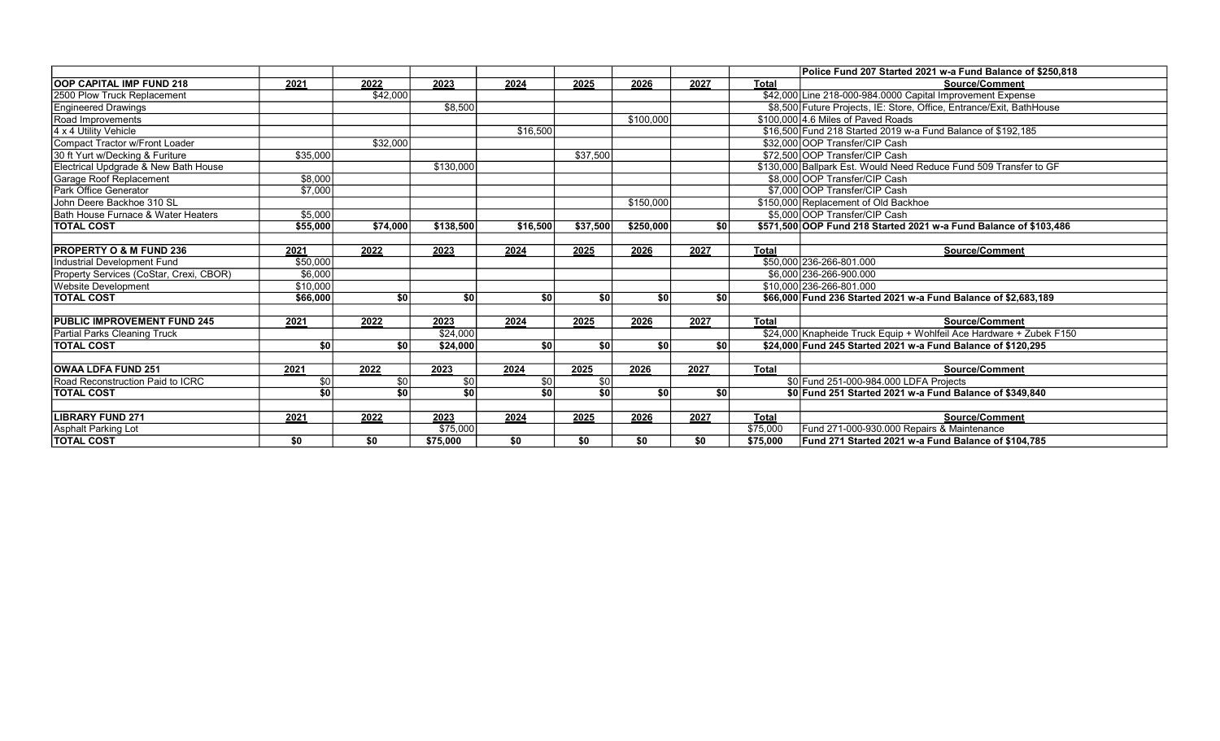| | | | | | | | | | Police Fund 207 Started 2021 w-a Fund Balance of $250,818 |
|---|---|---|---|---|---|---|---|---|---|
| **OOP CAPITAL IMP FUND 218** | **2021** | **2022** | **2023** | **2024** | **2025** | **2026** | **2027** | **Total** | **Source/Comment** |
| 2500 Plow Truck Replacement | | $42,000 | | | | | | $42,000 | Line 218-000-984.0000 Capital Improvement Expense |
| Engineered Drawings | | | $8,500 | | | | | $8,500 | Future Projects, IE: Store, Office, Entrance/Exit, BathHouse |
| Road Improvements | | | | | | $100,000 | | $100,000 | 4.6 Miles of Paved Roads |
| 4 x 4 Utility Vehicle | | | | $16,500 | | | | $16,500 | Fund 218 Started 2019 w-a Fund Balance of $192,185 |
| Compact Tractor w/Front Loader | | $32,000 | | | | | | $32,000 | OOP Transfer/CIP Cash |
| 30 ft Yurt w/Decking & Furiture | $35,000 | | | | $37,500 | | | $72,500 | OOP Transfer/CIP Cash |
| Electrical Updgrade & New Bath House | | | $130,000 | | | | | $130,000 | Ballpark Est. Would Need Reduce Fund 509 Transfer to GF |
| Garage Roof Replacement | $8,000 | | | | | | | $8,000 | OOP Transfer/CIP Cash |
| Park Office Generator | $7,000 | | | | | | | $7,000 | OOP Transfer/CIP Cash |
| John Deere Backhoe 310 SL | | | | | | $150,000 | | $150,000 | Replacement of Old Backhoe |
| Bath House Furnace & Water Heaters | $5,000 | | | | | | | $5,000 | OOP Transfer/CIP Cash |
| **TOTAL COST** | **$55,000** | **$74,000** | **$138,500** | **$16,500** | **$37,500** | **$250,000** | **$0** | **$571,500** | **OOP Fund 218 Started 2021 w-a Fund Balance of $103,486** |
| | | | | | | | | | |
| **PROPERTY O & M FUND 236** | **2021** | **2022** | **2023** | **2024** | **2025** | **2026** | **2027** | **Total** | **Source/Comment** |
| Industrial Development Fund | $50,000 | | | | | | | $50,000 | 236-266-801.000 |
| Property Services (CoStar, Crexi, CBOR) | $6,000 | | | | | | | $6,000 | 236-266-900.000 |
| Website Development | $10,000 | | | | | | | $10,000 | 236-266-801.000 |
| **TOTAL COST** | **$66,000** | **$0** | **$0** | **$0** | **$0** | **$0** | **$0** | **$66,000** | **Fund 236 Started 2021 w-a Fund Balance of $2,683,189** |
| | | | | | | | | | |
| **PUBLIC IMPROVEMENT FUND 245** | **2021** | **2022** | **2023** | **2024** | **2025** | **2026** | **2027** | **Total** | **Source/Comment** |
| Partial Parks Cleaning Truck | | | $24,000 | | | | | $24,000 | Knapheide Truck Equip + Wohlfeil Ace Hardware + Zubek F150 |
| **TOTAL COST** | **$0** | **$0** | **$24,000** | **$0** | **$0** | **$0** | **$0** | **$24,000** | **Fund 245 Started 2021 w-a Fund Balance of $120,295** |
| | | | | | | | | | |
| **OWAA LDFA FUND 251** | **2021** | **2022** | **2023** | **2024** | **2025** | **2026** | **2027** | **Total** | **Source/Comment** |
| Road Reconstruction Paid to ICRC | $0 | $0 | $0 | $0 | $0 | | | $0 | Fund 251-000-984.000 LDFA Projects |
| **TOTAL COST** | **$0** | **$0** | **$0** | **$0** | **$0** | **$0** | **$0** | **$0** | **Fund 251 Started 2021 w-a Fund Balance of $349,840** |
| | | | | | | | | | |
| **LIBRARY FUND 271** | **2021** | **2022** | **2023** | **2024** | **2025** | **2026** | **2027** | **Total** | **Source/Comment** |
| Asphalt Parking Lot | | | $75,000 | | | | | $75,000 | Fund 271-000-930.000 Repairs & Maintenance |
| **TOTAL COST** | **$0** | **$0** | **$75,000** | **$0** | **$0** | **$0** | **$0** | **$75,000** | **Fund 271 Started 2021 w-a Fund Balance of $104,785** |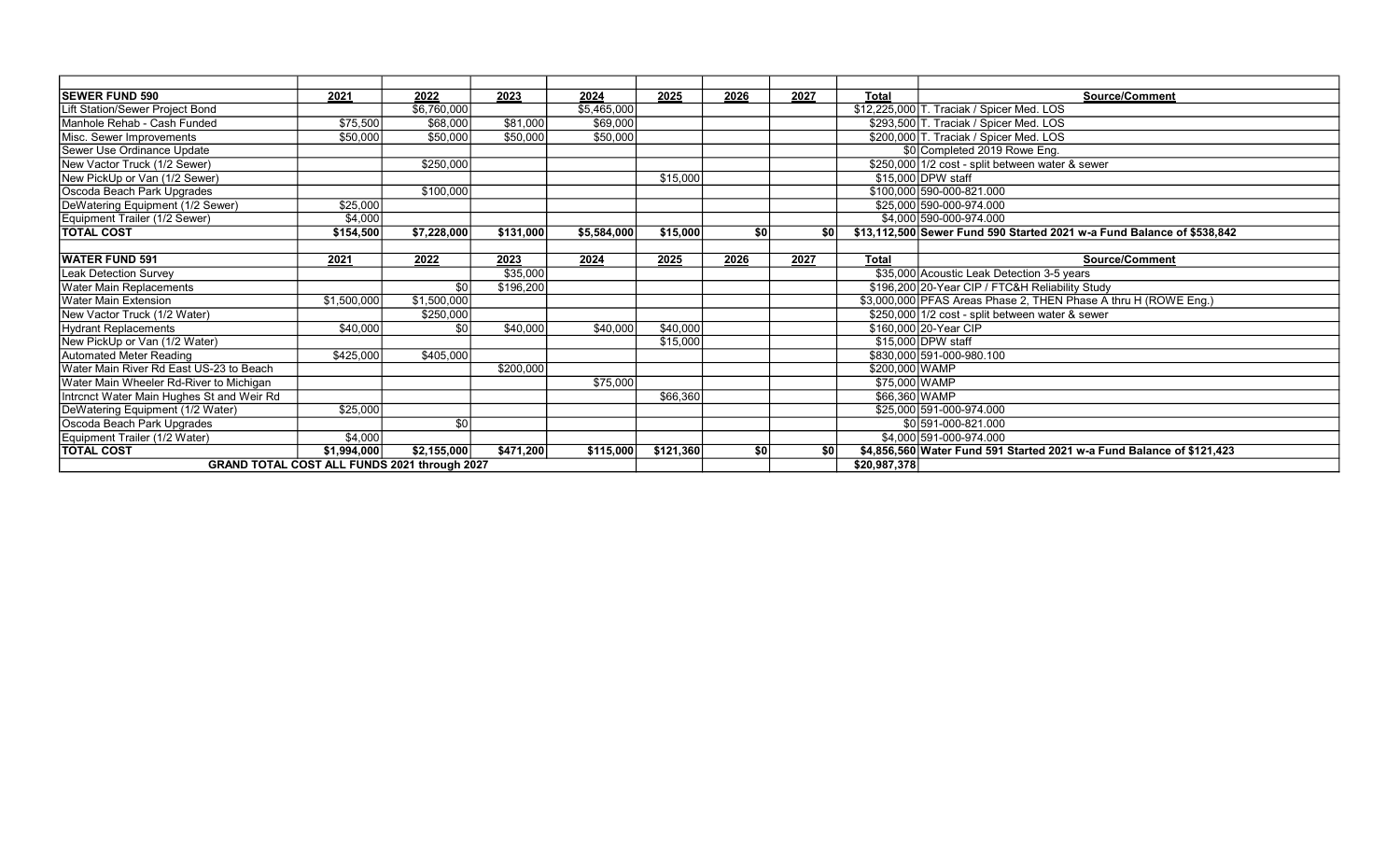| SEWER FUND 590 | 2021 | 2022 | 2023 | 2024 | 2025 | 2026 | 2027 | Total | Source/Comment |
|---|---|---|---|---|---|---|---|---|---|
| Lift Station/Sewer Project Bond | | $6,760,000 | | $5,465,000 | | | | $12,225,000 | T. Traciak / Spicer Med. LOS |
| Manhole Rehab - Cash Funded | $75,500 | $68,000 | $81,000 | $69,000 | | | | $293,500 | T. Traciak / Spicer Med. LOS |
| Misc. Sewer Improvements | $50,000 | $50,000 | $50,000 | $50,000 | | | | $200,000 | T. Traciak / Spicer Med. LOS |
| Sewer Use Ordinance Update | | | | | | | | $0 | Completed 2019 Rowe Eng. |
| New Vactor Truck (1/2 Sewer) | | $250,000 | | | | | | $250,000 | 1/2 cost - split between water & sewer |
| New PickUp or Van (1/2 Sewer) | | | | | $15,000 | | | $15,000 | DPW staff |
| Oscoda Beach Park Upgrades | | $100,000 | | | | | | $100,000 | 590-000-821.000 |
| DeWatering Equipment (1/2 Sewer) | $25,000 | | | | | | | $25,000 | 590-000-974.000 |
| Equipment Trailer (1/2 Sewer) | $4,000 | | | | | | | $4,000 | 590-000-974.000 |
| **TOTAL COST** | **$154,500** | **$7,228,000** | **$131,000** | **$5,584,000** | **$15,000** | **$0** | **$0** | **$13,112,500** | **Sewer Fund 590 Started 2021 w-a Fund Balance of $538,842** |
| | | | | | | | | | |
| **WATER FUND 591** | **2021** | **2022** | **2023** | **2024** | **2025** | **2026** | **2027** | **Total** | **Source/Comment** |
| Leak Detection Survey | | | $35,000 | | | | | $35,000 | Acoustic Leak Detection 3-5 years |
| Water Main Replacements | | $0 | $196,200 | | | | | $196,200 | 20-Year CIP / FTC&H Reliability Study |
| Water Main Extension | $1,500,000 | $1,500,000 | | | | | | $3,000,000 | PFAS Areas Phase 2, THEN Phase A thru H (ROWE Eng.) |
| New Vactor Truck (1/2 Water) | | $250,000 | | | | | | $250,000 | 1/2 cost - split between water & sewer |
| Hydrant Replacements | $40,000 | $0 | $40,000 | $40,000 | $40,000 | | | $160,000 | 20-Year CIP |
| New PickUp or Van (1/2 Water) | | | | | $15,000 | | | $15,000 | DPW staff |
| Automated Meter Reading | $425,000 | $405,000 | | | | | | $830,000 | 591-000-980.100 |
| Water Main River Rd East US-23 to Beach | | | $200,000 | | | | | $200,000 | WAMP |
| Water Main Wheeler Rd-River to Michigan | | | | $75,000 | | | | $75,000 | WAMP |
| Intrcnct Water Main Hughes St and Weir Rd | | | | | $66,360 | | | $66,360 | WAMP |
| DeWatering Equipment (1/2 Water) | $25,000 | | | | | | | $25,000 | 591-000-974.000 |
| Oscoda Beach Park Upgrades | | $0 | | | | | | $0 | 591-000-821.000 |
| Equipment Trailer (1/2 Water) | $4,000 | | | | | | | $4,000 | 591-000-974.000 |
| **TOTAL COST** | **$1,994,000** | **$2,155,000** | **$471,200** | **$115,000** | **$121,360** | **$0** | **$0** | **$4,856,560** | **Water Fund 591 Started 2021 w-a Fund Balance of $121,423** |
| **GRAND TOTAL COST ALL FUNDS 2021 through 2027** | | | | | | | | **$20,987,378** | |